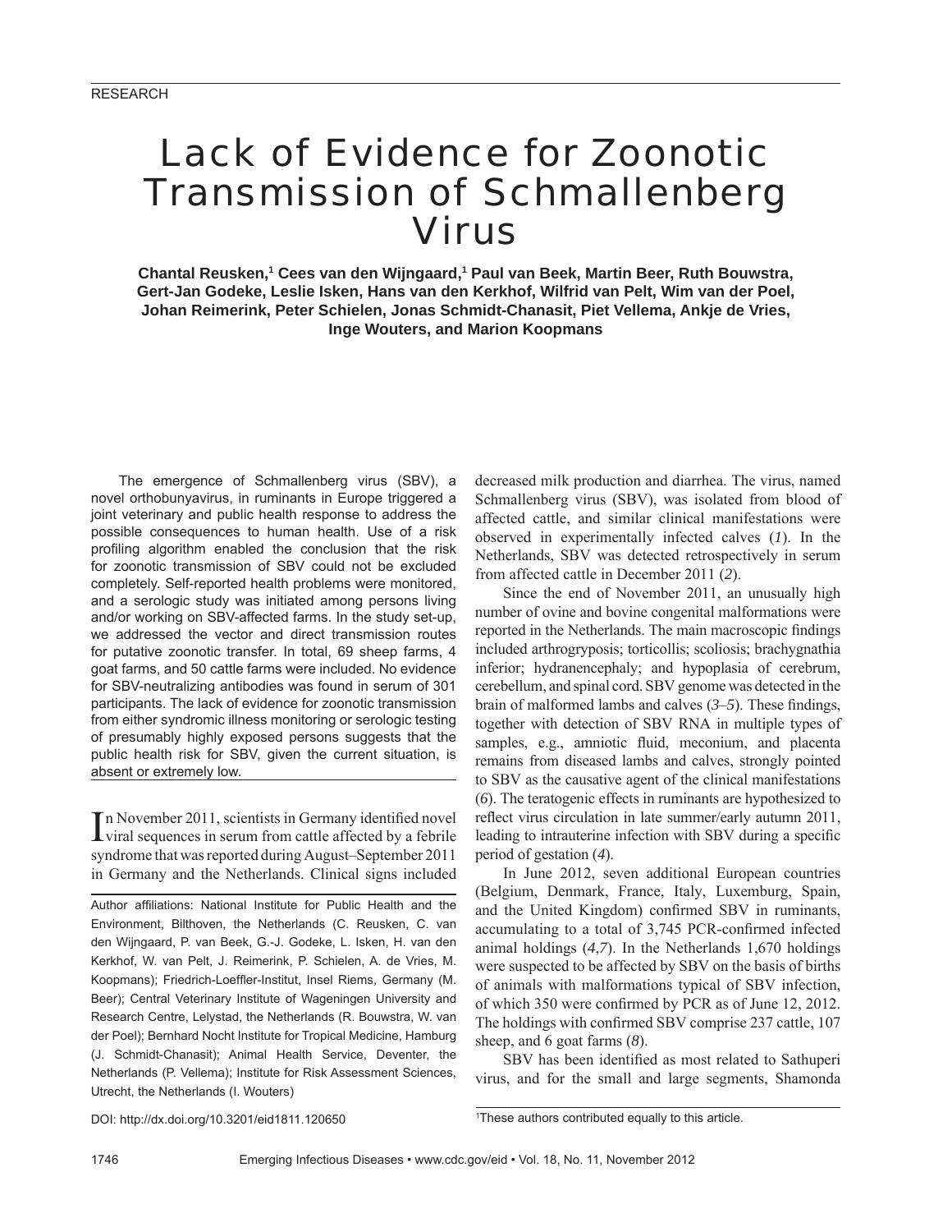RESEARCH

# Lack of Evidence for Zoonotic Transmission of Schmallenberg Virus

**Chantal Reusken,[1] Cees van den Wijngaard,[1] Paul van Beek, Martin Beer, Ruth Bouwstra, Gert-Jan Godeke, Leslie Isken, Hans van den Kerkhof, Wilfrid van Pelt, Wim van der Poel, Johan Reimerink, Peter Schielen, Jonas Schmidt-Chanasit, Piet Vellema, Ankje de Vries, Inge Wouters, and Marion Koopmans**

The emergence of Schmallenberg virus (SBV), a novel orthobunyavirus, in ruminants in Europe triggered a joint veterinary and public health response to address the possible consequences to human health. Use of a risk profiling algorithm enabled the conclusion that the risk for zoonotic transmission of SBV could not be excluded completely. Self-reported health problems were monitored, and a serologic study was initiated among persons living and/or working on SBV-affected farms. In the study set-up, we addressed the vector and direct transmission routes for putative zoonotic transfer. In total, 69 sheep farms, 4 goat farms, and 50 cattle farms were included. No evidence for SBV-neutralizing antibodies was found in serum of 301 participants. The lack of evidence for zoonotic transmission from either syndromic illness monitoring or serologic testing of presumably highly exposed persons suggests that the public health risk for SBV, given the current situation, is absent or extremely low.

In November 2011, scientists in Germany identified novel viral sequences in serum from cattle affected by a febrile syndrome that was reported during August–September 2011 in Germany and the Netherlands. Clinical signs included decreased milk production and diarrhea. The virus, named Schmallenberg virus (SBV), was isolated from blood of affected cattle, and similar clinical manifestations were observed in experimentally infected calves (*1*). In the Netherlands, SBV was detected retrospectively in serum from affected cattle in December 2011 (*2*).

Since the end of November 2011, an unusually high number of ovine and bovine congenital malformations were reported in the Netherlands. The main macroscopic findings included arthrogryposis; torticollis; scoliosis; brachygnathia inferior; hydranencephaly; and hypoplasia of cerebrum, cerebellum, and spinal cord. SBV genome was detected in the brain of malformed lambs and calves (*3–5*). These findings, together with detection of SBV RNA in multiple types of samples, e.g., amniotic fluid, meconium, and placenta remains from diseased lambs and calves, strongly pointed to SBV as the causative agent of the clinical manifestations (*6*). The teratogenic effects in ruminants are hypothesized to reflect virus circulation in late summer/early autumn 2011, leading to intrauterine infection with SBV during a specific period of gestation (*4*).

In June 2012, seven additional European countries (Belgium, Denmark, France, Italy, Luxemburg, Spain, and the United Kingdom) confirmed SBV in ruminants, accumulating to a total of 3,745 PCR-confirmed infected animal holdings (*4*,*7*). In the Netherlands 1,670 holdings were suspected to be affected by SBV on the basis of births of animals with malformations typical of SBV infection, of which 350 were confirmed by PCR as of June 12, 2012. The holdings with confirmed SBV comprise 237 cattle, 107 sheep, and 6 goat farms (*8*).

SBV has been identified as most related to Sathuperi virus, and for the small and large segments, Shamonda

Author affiliations: National Institute for Public Health and the Environment, Bilthoven, the Netherlands (C. Reusken, C. van den Wijngaard, P. van Beek, G.-J. Godeke, L. Isken, H. van den Kerkhof, W. van Pelt, J. Reimerink, P. Schielen, A. de Vries, M. Koopmans); Friedrich-Loeffler-Institut, Insel Riems, Germany (M. Beer); Central Veterinary Institute of Wageningen University and Research Centre, Lelystad, the Netherlands (R. Bouwstra, W. van der Poel); Bernhard Nocht Institute for Tropical Medicine, Hamburg (J. Schmidt-Chanasit); Animal Health Service, Deventer, the Netherlands (P. Vellema); Institute for Risk Assessment Sciences, Utrecht, the Netherlands (I. Wouters)

DOI: http://dx.doi.org/10.3201/eid1811.120650

[1]These authors contributed equally to this article.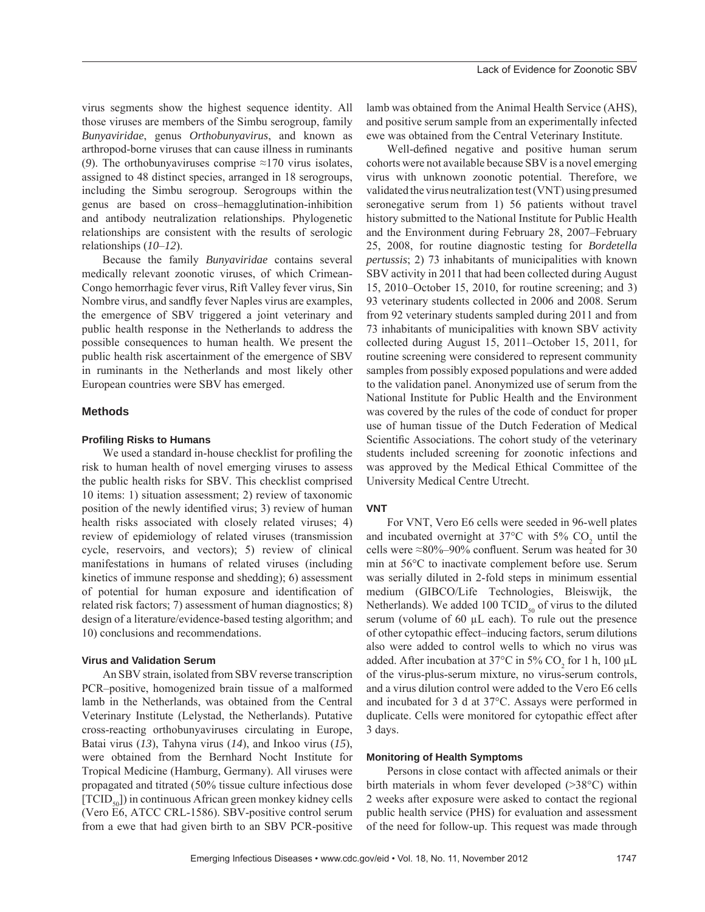virus segments show the highest sequence identity. All those viruses are members of the Simbu serogroup, family *Bunyaviridae*, genus *Orthobunyavirus*, and known as arthropod-borne viruses that can cause illness in ruminants (*9*). The orthobunyaviruses comprise ≈170 virus isolates, assigned to 48 distinct species, arranged in 18 serogroups, including the Simbu serogroup. Serogroups within the genus are based on cross–hemagglutination-inhibition and antibody neutralization relationships. Phylogenetic relationships are consistent with the results of serologic relationships (*10*–*12*).

Because the family *Bunyaviridae* contains several medically relevant zoonotic viruses, of which Crimean-Congo hemorrhagic fever virus, Rift Valley fever virus, Sin Nombre virus, and sandfly fever Naples virus are examples, the emergence of SBV triggered a joint veterinary and public health response in the Netherlands to address the possible consequences to human health. We present the public health risk ascertainment of the emergence of SBV in ruminants in the Netherlands and most likely other European countries were SBV has emerged.

## Methods

### Profiling Risks to Humans

We used a standard in-house checklist for profiling the risk to human health of novel emerging viruses to assess the public health risks for SBV. This checklist comprised 10 items: 1) situation assessment; 2) review of taxonomic position of the newly identified virus; 3) review of human health risks associated with closely related viruses; 4) review of epidemiology of related viruses (transmission cycle, reservoirs, and vectors); 5) review of clinical manifestations in humans of related viruses (including kinetics of immune response and shedding); 6) assessment of potential for human exposure and identification of related risk factors; 7) assessment of human diagnostics; 8) design of a literature/evidence-based testing algorithm; and 10) conclusions and recommendations.

### Virus and Validation Serum

An SBV strain, isolated from SBV reverse transcription PCR–positive, homogenized brain tissue of a malformed lamb in the Netherlands, was obtained from the Central Veterinary Institute (Lelystad, the Netherlands). Putative cross-reacting orthobunyaviruses circulating in Europe, Batai virus (*13*), Tahyna virus (*14*), and Inkoo virus (*15*), were obtained from the Bernhard Nocht Institute for Tropical Medicine (Hamburg, Germany). All viruses were propagated and titrated (50% tissue culture infectious dose [$TCID_{50}$]) in continuous African green monkey kidney cells (Vero E6, ATCC CRL-1586). SBV-positive control serum from a ewe that had given birth to an SBV PCR-positive lamb was obtained from the Animal Health Service (AHS), and positive serum sample from an experimentally infected ewe was obtained from the Central Veterinary Institute.

Well-defined negative and positive human serum cohorts were not available because SBV is a novel emerging virus with unknown zoonotic potential. Therefore, we validated the virus neutralization test (VNT) using presumed seronegative serum from 1) 56 patients without travel history submitted to the National Institute for Public Health and the Environment during February 28, 2007–February 25, 2008, for routine diagnostic testing for *Bordetella pertussis*; 2) 73 inhabitants of municipalities with known SBV activity in 2011 that had been collected during August 15, 2010–October 15, 2010, for routine screening; and 3) 93 veterinary students collected in 2006 and 2008. Serum from 92 veterinary students sampled during 2011 and from 73 inhabitants of municipalities with known SBV activity collected during August 15, 2011–October 15, 2011, for routine screening were considered to represent community samples from possibly exposed populations and were added to the validation panel. Anonymized use of serum from the National Institute for Public Health and the Environment was covered by the rules of the code of conduct for proper use of human tissue of the Dutch Federation of Medical Scientific Associations. The cohort study of the veterinary students included screening for zoonotic infections and was approved by the Medical Ethical Committee of the University Medical Centre Utrecht.

### VNT

For VNT, Vero E6 cells were seeded in 96-well plates and incubated overnight at 37°C with 5% $CO_2$ until the cells were ≈80%–90% confluent. Serum was heated for 30 min at 56°C to inactivate complement before use. Serum was serially diluted in 2-fold steps in minimum essential medium (GIBCO/Life Technologies, Bleiswijk, the Netherlands). We added 100 $TCID_{50}$ of virus to the diluted serum (volume of 60 µL each). To rule out the presence of other cytopathic effect–inducing factors, serum dilutions also were added to control wells to which no virus was added. After incubation at 37°C in 5% $CO_2$ for 1 h, 100 µL of the virus-plus-serum mixture, no virus-serum controls, and a virus dilution control were added to the Vero E6 cells and incubated for 3 d at 37°C. Assays were performed in duplicate. Cells were monitored for cytopathic effect after 3 days.

### Monitoring of Health Symptoms

Persons in close contact with affected animals or their birth materials in whom fever developed (>38°C) within 2 weeks after exposure were asked to contact the regional public health service (PHS) for evaluation and assessment of the need for follow-up. This request was made through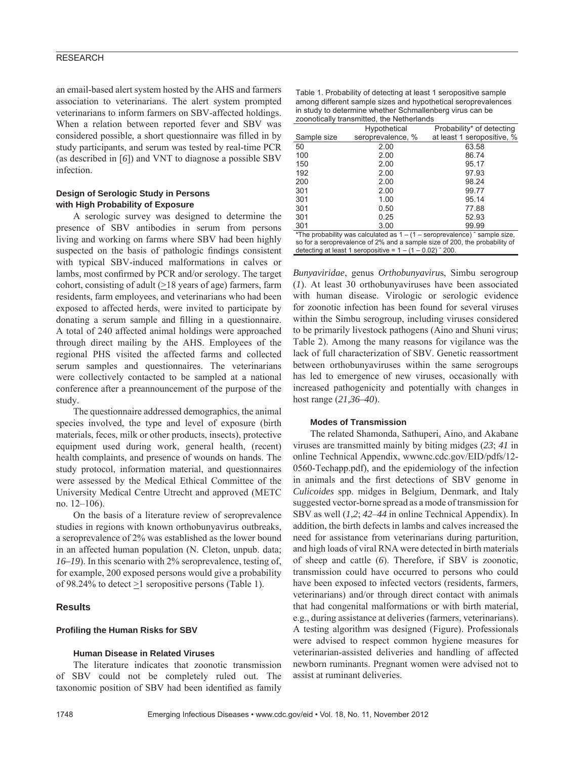an email-based alert system hosted by the AHS and farmers association to veterinarians. The alert system prompted veterinarians to inform farmers on SBV-affected holdings. When a relation between reported fever and SBV was considered possible, a short questionnaire was filled in by study participants, and serum was tested by real-time PCR (as described in [*6*]) and VNT to diagnose a possible SBV infection.

### Design of Serologic Study in Persons with High Probability of Exposure

A serologic survey was designed to determine the presence of SBV antibodies in serum from persons living and working on farms where SBV had been highly suspected on the basis of pathologic findings consistent with typical SBV-induced malformations in calves or lambs, most confirmed by PCR and/or serology. The target cohort, consisting of adult (≥18 years of age) farmers, farm residents, farm employees, and veterinarians who had been exposed to affected herds, were invited to participate by donating a serum sample and filling in a questionnaire. A total of 240 affected animal holdings were approached through direct mailing by the AHS. Employees of the regional PHS visited the affected farms and collected serum samples and questionnaires. The veterinarians were collectively contacted to be sampled at a national conference after a preannouncement of the purpose of the study.

The questionnaire addressed demographics, the animal species involved, the type and level of exposure (birth materials, feces, milk or other products, insects), protective equipment used during work, general health, (recent) health complaints, and presence of wounds on hands. The study protocol, information material, and questionnaires were assessed by the Medical Ethical Committee of the University Medical Centre Utrecht and approved (METC no. 12–106).

On the basis of a literature review of seroprevalence studies in regions with known orthobunyavirus outbreaks, a seroprevalence of 2% was established as the lower bound in an affected human population (N. Cleton, unpub. data; *16–19*). In this scenario with 2% seroprevalence, testing of, for example, 200 exposed persons would give a probability of 98.24% to detect ≥1 seropositive persons (Table 1).

Table 1. Probability of detecting at least 1 seropositive sample among different sample sizes and hypothetical seroprevalences in study to determine whether Schmallenberg virus can be zoonotically transmitted, the Netherlands

| Sample size | Hypothetical seroprevalence, % | Probability* of detecting at least 1 seropositive, % |
|---|---|---|
| 50 | 2.00 | 63.58 |
| 100 | 2.00 | 86.74 |
| 150 | 2.00 | 95.17 |
| 192 | 2.00 | 97.93 |
| 200 | 2.00 | 98.24 |
| 301 | 2.00 | 99.77 |
| 301 | 1.00 | 95.14 |
| 301 | 0.50 | 77.88 |
| 301 | 0.25 | 52.93 |
| 301 | 3.00 | 99.99 |

*The probability was calculated as $1 - (1 - \text{seroprevalence})^{\text{sample size}}$, so for a seroprevalence of 2% and a sample size of 200, the probability of detecting at least 1 seropositive = $1 - (1 - 0.02)^{200}$.

## Results

### Profiling the Human Risks for SBV

#### Human Disease in Related Viruses

The literature indicates that zoonotic transmission of SBV could not be completely ruled out. The taxonomic position of SBV had been identified as family *Bunyaviridae*, genus *Orthobunyavirus*, Simbu serogroup (*1*). At least 30 orthobunyaviruses have been associated with human disease. Virologic or serologic evidence for zoonotic infection has been found for several viruses within the Simbu serogroup, including viruses considered to be primarily livestock pathogens (Aino and Shuni virus; Table 2). Among the many reasons for vigilance was the lack of full characterization of SBV. Genetic reassortment between orthobunyaviruses within the same serogroups has led to emergence of new viruses, occasionally with increased pathogenicity and potentially with changes in host range (*21,36–40*).

#### Modes of Transmission

The related Shamonda, Sathuperi, Aino, and Akabane viruses are transmitted mainly by biting midges (*23*; *41* in online Technical Appendix, wwwnc.cdc.gov/EID/pdfs/12-0560-Techapp.pdf), and the epidemiology of the infection in animals and the first detections of SBV genome in *Culicoides* spp. midges in Belgium, Denmark, and Italy suggested vector-borne spread as a mode of transmission for SBV as well (*1*,*2*; *42–44* in online Technical Appendix). In addition, the birth defects in lambs and calves increased the need for assistance from veterinarians during parturition, and high loads of viral RNA were detected in birth materials of sheep and cattle (*6*). Therefore, if SBV is zoonotic, transmission could have occurred to persons who could have been exposed to infected vectors (residents, farmers, veterinarians) and/or through direct contact with animals that had congenital malformations or with birth material, e.g., during assistance at deliveries (farmers, veterinarians). A testing algorithm was designed (Figure). Professionals were advised to respect common hygiene measures for veterinarian-assisted deliveries and handling of affected newborn ruminants. Pregnant women were advised not to assist at ruminant deliveries.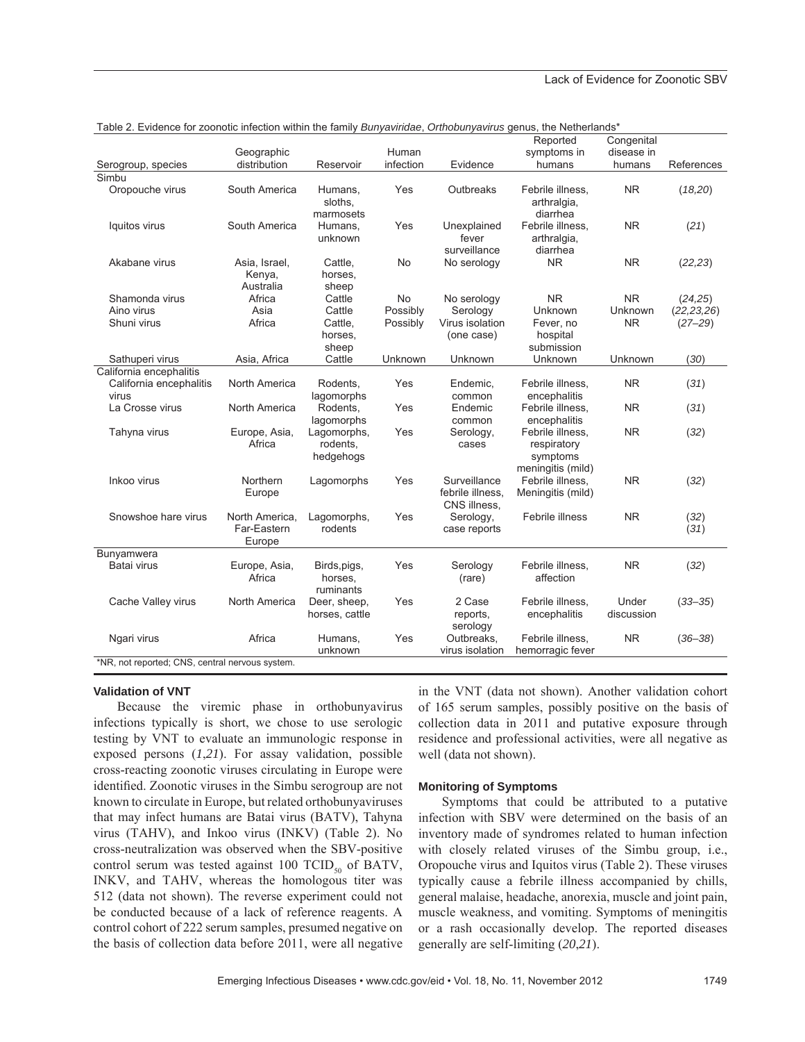Table 2. Evidence for zoonotic infection within the family *Bunyaviridae*, *Orthobunyavirus* genus, the Netherlands*

| Serogroup, species | Geographic distribution | Reservoir | Human infection | Evidence | Reported symptoms in humans | Congenital disease in humans | References |
|---|---|---|---|---|---|---|---|
| Simbu | | | | | | | |
| Oropouche virus | South America | Humans, sloths, marmosets | Yes | Outbreaks | Febrile illness, arthralgia, diarrhea | NR | (*18*,*20*) |
| Iquitos virus | South America | Humans, unknown | Yes | Unexplained fever surveillance | Febrile illness, arthralgia, diarrhea | NR | (*21*) |
| Akabane virus | Asia, Israel, Kenya, Australia | Cattle, horses, sheep | No | No serology | NR | NR | (*22*,*23*) |
| Shamonda virus | Africa | Cattle | No | No serology | NR | NR | (*24*,*25*) |
| Aino virus | Asia | Cattle | Possibly | Serology | Unknown | Unknown | (*22*,*23*,*26*) |
| Shuni virus | Africa | Cattle, horses, sheep | Possibly | Virus isolation (one case) | Fever, no hospital submission | NR | (*27*–*29*) |
| Sathuperi virus | Asia, Africa | Cattle | Unknown | Unknown | Unknown | Unknown | (*30*) |
| California encephalitis | | | | | | | |
| California encephalitis virus | North America | Rodents, lagomorphs | Yes | Endemic, common | Febrile illness, encephalitis | NR | (*31*) |
| La Crosse virus | North America | Rodents, lagomorphs | Yes | Endemic common | Febrile illness, encephalitis | NR | (*31*) |
| Tahyna virus | Europe, Asia, Africa | Lagomorphs, rodents, hedgehogs | Yes | Serology, cases | Febrile illness, respiratory symptoms meningitis (mild) | NR | (*32*) |
| Inkoo virus | Northern Europe | Lagomorphs | Yes | Surveillance febrile illness, CNS illness, | Febrile illness, Meningitis (mild) | NR | (*32*) |
| Snowshoe hare virus | North America, Far-Eastern Europe | Lagomorphs, rodents | Yes | Serology, case reports | Febrile illness | NR | (*32*) (*31*) |
| Bunyamwera | | | | | | | |
| Batai virus | Europe, Asia, Africa | Birds,pigs, horses, ruminants | Yes | Serology (rare) | Febrile illness, affection | NR | (*32*) |
| Cache Valley virus | North America | Deer, sheep, horses, cattle | Yes | 2 Case reports, serology | Febrile illness, encephalitis | Under discussion | (*33*–*35*) |
| Ngari virus | Africa | Humans, unknown | Yes | Outbreaks, virus isolation | Febrile illness, hemorragic fever | NR | (*36*–*38*) |

*NR, not reported; CNS, central nervous system.

#### Validation of VNT

Because the viremic phase in orthobunyavirus infections typically is short, we chose to use serologic testing by VNT to evaluate an immunologic response in exposed persons (*1*,*21*). For assay validation, possible cross-reacting zoonotic viruses circulating in Europe were identified. Zoonotic viruses in the Simbu serogroup are not known to circulate in Europe, but related orthobunyaviruses that may infect humans are Batai virus (BATV), Tahyna virus (TAHV), and Inkoo virus (INKV) (Table 2). No cross-neutralization was observed when the SBV-positive control serum was tested against 100 $TCID_{50}$ of BATV, INKV, and TAHV, whereas the homologous titer was 512 (data not shown). The reverse experiment could not be conducted because of a lack of reference reagents. A control cohort of 222 serum samples, presumed negative on the basis of collection data before 2011, were all negative in the VNT (data not shown). Another validation cohort of 165 serum samples, possibly positive on the basis of collection data in 2011 and putative exposure through residence and professional activities, were all negative as well (data not shown).

#### Monitoring of Symptoms

Symptoms that could be attributed to a putative infection with SBV were determined on the basis of an inventory made of syndromes related to human infection with closely related viruses of the Simbu group, i.e., Oropouche virus and Iquitos virus (Table 2). These viruses typically cause a febrile illness accompanied by chills, general malaise, headache, anorexia, muscle and joint pain, muscle weakness, and vomiting. Symptoms of meningitis or a rash occasionally develop. The reported diseases generally are self-limiting (*20*,*21*).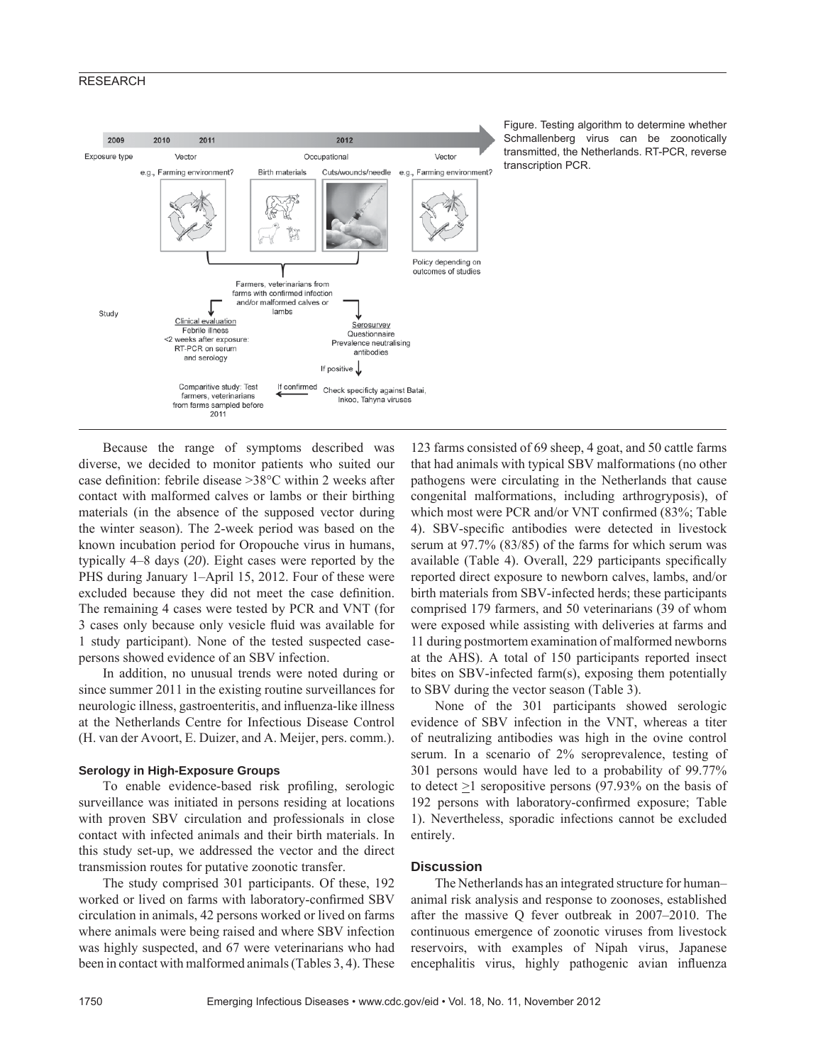Figure. Testing algorithm to determine whether Schmallenberg virus can be zoonotically transmitted, the Netherlands. RT-PCR, reverse transcription PCR.

Because the range of symptoms described was diverse, we decided to monitor patients who suited our case definition: febrile disease >38°C within 2 weeks after contact with malformed calves or lambs or their birthing materials (in the absence of the supposed vector during the winter season). The 2-week period was based on the known incubation period for Oropouche virus in humans, typically 4–8 days (*20*). Eight cases were reported by the PHS during January 1–April 15, 2012. Four of these were excluded because they did not meet the case definition. The remaining 4 cases were tested by PCR and VNT (for 3 cases only because only vesicle fluid was available for 1 study participant). None of the tested suspected case-persons showed evidence of an SBV infection.

In addition, no unusual trends were noted during or since summer 2011 in the existing routine surveillances for neurologic illness, gastroenteritis, and influenza-like illness at the Netherlands Centre for Infectious Disease Control (H. van der Avoort, E. Duizer, and A. Meijer, pers. comm.).

### Serology in High-Exposure Groups

To enable evidence-based risk profiling, serologic surveillance was initiated in persons residing at locations with proven SBV circulation and professionals in close contact with infected animals and their birth materials. In this study set-up, we addressed the vector and the direct transmission routes for putative zoonotic transfer.

The study comprised 301 participants. Of these, 192 worked or lived on farms with laboratory-confirmed SBV circulation in animals, 42 persons worked or lived on farms where animals were being raised and where SBV infection was highly suspected, and 67 were veterinarians who had been in contact with malformed animals (Tables 3, 4). These 123 farms consisted of 69 sheep, 4 goat, and 50 cattle farms that had animals with typical SBV malformations (no other pathogens were circulating in the Netherlands that cause congenital malformations, including arthrogryposis), of which most were PCR and/or VNT confirmed (83%; Table 4). SBV-specific antibodies were detected in livestock serum at 97.7% (83/85) of the farms for which serum was available (Table 4). Overall, 229 participants specifically reported direct exposure to newborn calves, lambs, and/or birth materials from SBV-infected herds; these participants comprised 179 farmers, and 50 veterinarians (39 of whom were exposed while assisting with deliveries at farms and 11 during postmortem examination of malformed newborns at the AHS). A total of 150 participants reported insect bites on SBV-infected farm(s), exposing them potentially to SBV during the vector season (Table 3).

None of the 301 participants showed serologic evidence of SBV infection in the VNT, whereas a titer of neutralizing antibodies was high in the ovine control serum. In a scenario of 2% seroprevalence, testing of 301 persons would have led to a probability of 99.77% to detect $\geq$1 seropositive persons (97.93% on the basis of 192 persons with laboratory-confirmed exposure; Table 1). Nevertheless, sporadic infections cannot be excluded entirely.

## Discussion

The Netherlands has an integrated structure for human–animal risk analysis and response to zoonoses, established after the massive Q fever outbreak in 2007–2010. The continuous emergence of zoonotic viruses from livestock reservoirs, with examples of Nipah virus, Japanese encephalitis virus, highly pathogenic avian influenza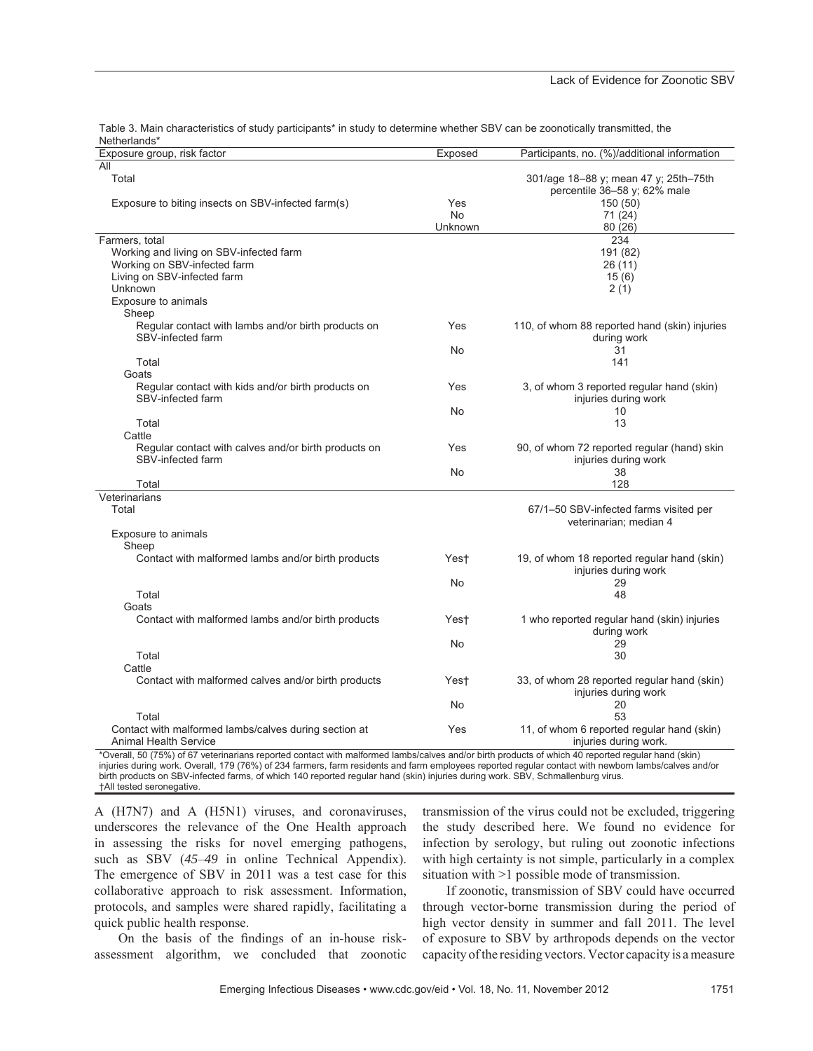Table 3. Main characteristics of study participants* in study to determine whether SBV can be zoonotically transmitted, the Netherlands*

| Exposure group, risk factor | Exposed | Participants, no. (%)/additional information |
|---|---|---|
| All | | |
| Total | | 301/age 18–88 y; mean 47 y; 25th–75th percentile 36–58 y; 62% male |
| Exposure to biting insects on SBV-infected farm(s) | Yes | 150 (50) |
| | No | 71 (24) |
| | Unknown | 80 (26) |
| Farmers, total | | 234 |
| Working and living on SBV-infected farm | | 191 (82) |
| Working on SBV-infected farm | | 26 (11) |
| Living on SBV-infected farm | | 15 (6) |
| Unknown | | 2 (1) |
| Exposure to animals | | |
| Sheep | | |
| Regular contact with lambs and/or birth products on SBV-infected farm | Yes | 110, of whom 88 reported hand (skin) injuries during work |
| | No | 31 |
| Total | | 141 |
| Goats | | |
| Regular contact with kids and/or birth products on SBV-infected farm | Yes | 3, of whom 3 reported regular hand (skin) injuries during work |
| | No | 10 |
| Total | | 13 |
| Cattle | | |
| Regular contact with calves and/or birth products on SBV-infected farm | Yes | 90, of whom 72 reported regular (hand) skin injuries during work |
| | No | 38 |
| Total | | 128 |
| Veterinarians | | |
| Total | | 67/1–50 SBV-infected farms visited per veterinarian; median 4 |
| Exposure to animals | | |
| Sheep | | |
| Contact with malformed lambs and/or birth products | Yes† | 19, of whom 18 reported regular hand (skin) injuries during work |
| | No | 29 |
| Total | | 48 |
| Goats | | |
| Contact with malformed lambs and/or birth products | Yes† | 1 who reported regular hand (skin) injuries during work |
| | No | 29 |
| Total | | 30 |
| Cattle | | |
| Contact with malformed calves and/or birth products | Yes† | 33, of whom 28 reported regular hand (skin) injuries during work |
| | No | 20 |
| Total | | 53 |
| Contact with malformed lambs/calves during section at Animal Health Service | Yes | 11, of whom 6 reported regular hand (skin) injuries during work. |

*Overall, 50 (75%) of 67 veterinarians reported contact with malformed lambs/calves and/or birth products of which 40 reported regular hand (skin) injuries during work. Overall, 179 (76%) of 234 farmers, farm residents and farm employees reported regular contact with newborn lambs/calves and/or birth products on SBV-infected farms, of which 140 reported regular hand (skin) injuries during work. SBV, Schmallenburg virus.
†All tested seronegative.

A (H7N7) and A (H5N1) viruses, and coronaviruses, underscores the relevance of the One Health approach in assessing the risks for novel emerging pathogens, such as SBV (*45–49* in online Technical Appendix). The emergence of SBV in 2011 was a test case for this collaborative approach to risk assessment. Information, protocols, and samples were shared rapidly, facilitating a quick public health response.

On the basis of the findings of an in-house risk-assessment algorithm, we concluded that zoonotic transmission of the virus could not be excluded, triggering the study described here. We found no evidence for infection by serology, but ruling out zoonotic infections with high certainty is not simple, particularly in a complex situation with >1 possible mode of transmission.

If zoonotic, transmission of SBV could have occurred through vector-borne transmission during the period of high vector density in summer and fall 2011. The level of exposure to SBV by arthropods depends on the vector capacity of the residing vectors. Vector capacity is a measure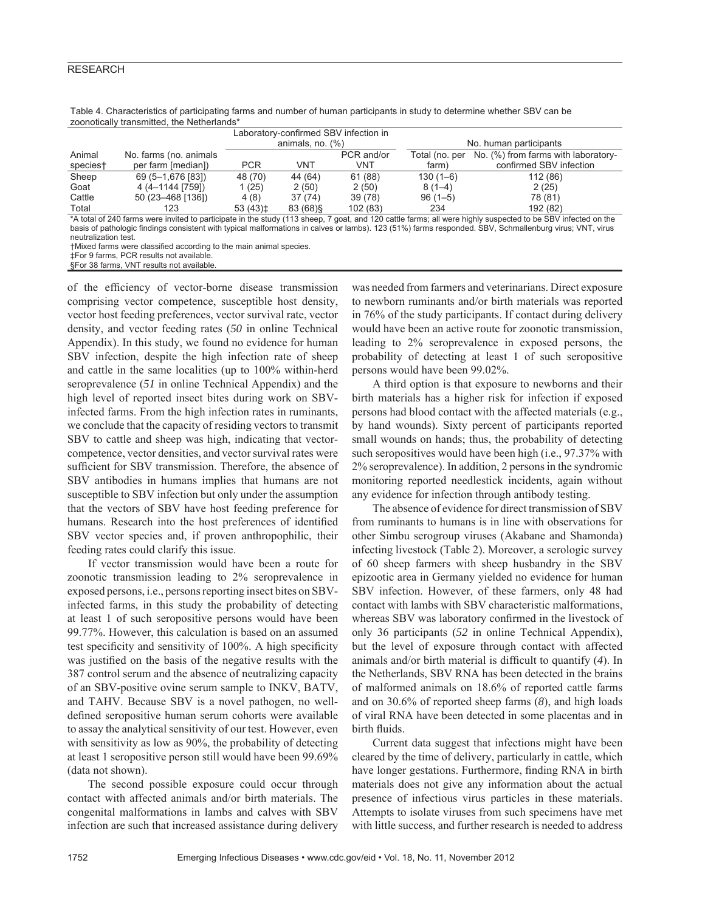Table 4. Characteristics of participating farms and number of human participants in study to determine whether SBV can be zoonotically transmitted, the Netherlands*

| Animal species† | No. farms (no. animals per farm [median]) | Laboratory-confirmed SBV infection in animals, no. (%) | | | No. human participants | |
|---|---|---|---|---|---|---|
| | | PCR | VNT | PCR and/or VNT | Total (no. per farm) | No. (%) from farms with laboratory-confirmed SBV infection |
| Sheep | 69 (5–1,676 [83]) | 48 (70) | 44 (64) | 61 (88) | 130 (1–6) | 112 (86) |
| Goat | 4 (4–1144 [759]) | 1 (25) | 2 (50) | 2 (50) | 8 (1–4) | 2 (25) |
| Cattle | 50 (23–468 [136]) | 4 (8) | 37 (74) | 39 (78) | 96 (1–5) | 78 (81) |
| Total | 123 | 53 (43)‡ | 83 (68)§ | 102 (83) | 234 | 192 (82) |

*A total of 240 farms were invited to participate in the study (113 sheep, 7 goat, and 120 cattle farms; all were highly suspected to be SBV infected on the basis of pathologic findings consistent with typical malformations in calves or lambs). 123 (51%) farms responded. SBV, Schmallenberg virus; VNT, virus neutralization test.
†Mixed farms were classified according to the main animal species.
‡For 9 farms, PCR results not available.
§For 38 farms, VNT results not available.

of the efficiency of vector-borne disease transmission comprising vector competence, susceptible host density, vector host feeding preferences, vector survival rate, vector density, and vector feeding rates (*50* in online Technical Appendix). In this study, we found no evidence for human SBV infection, despite the high infection rate of sheep and cattle in the same localities (up to 100% within-herd seroprevalence (*51* in online Technical Appendix) and the high level of reported insect bites during work on SBV-infected farms. From the high infection rates in ruminants, we conclude that the capacity of residing vectors to transmit SBV to cattle and sheep was high, indicating that vector-competence, vector densities, and vector survival rates were sufficient for SBV transmission. Therefore, the absence of SBV antibodies in humans implies that humans are not susceptible to SBV infection but only under the assumption that the vectors of SBV have host feeding preference for humans. Research into the host preferences of identified SBV vector species and, if proven anthropophilic, their feeding rates could clarify this issue.

If vector transmission would have been a route for zoonotic transmission leading to 2% seroprevalence in exposed persons, i.e., persons reporting insect bites on SBV-infected farms, in this study the probability of detecting at least 1 of such seropositive persons would have been 99.77%. However, this calculation is based on an assumed test specificity and sensitivity of 100%. A high specificity was justified on the basis of the negative results with the 387 control serum and the absence of neutralizing capacity of an SBV-positive ovine serum sample to INKV, BATV, and TAHV. Because SBV is a novel pathogen, no well-defined seropositive human serum cohorts were available to assay the analytical sensitivity of our test. However, even with sensitivity as low as 90%, the probability of detecting at least 1 seropositive person still would have been 99.69% (data not shown).

The second possible exposure could occur through contact with affected animals and/or birth materials. The congenital malformations in lambs and calves with SBV infection are such that increased assistance during delivery was needed from farmers and veterinarians. Direct exposure to newborn ruminants and/or birth materials was reported in 76% of the study participants. If contact during delivery would have been an active route for zoonotic transmission, leading to 2% seroprevalence in exposed persons, the probability of detecting at least 1 of such seropositive persons would have been 99.02%.

A third option is that exposure to newborns and their birth materials has a higher risk for infection if exposed persons had blood contact with the affected materials (e.g., by hand wounds). Sixty percent of participants reported small wounds on hands; thus, the probability of detecting such seropositives would have been high (i.e., 97.37% with 2% seroprevalence). In addition, 2 persons in the syndromic monitoring reported needlestick incidents, again without any evidence for infection through antibody testing.

The absence of evidence for direct transmission of SBV from ruminants to humans is in line with observations for other Simbu serogroup viruses (Akabane and Shamonda) infecting livestock (Table 2). Moreover, a serologic survey of 60 sheep farmers with sheep husbandry in the SBV epizootic area in Germany yielded no evidence for human SBV infection. However, of these farmers, only 48 had contact with lambs with SBV characteristic malformations, whereas SBV was laboratory confirmed in the livestock of only 36 participants (*52* in online Technical Appendix), but the level of exposure through contact with affected animals and/or birth material is difficult to quantify (*4*). In the Netherlands, SBV RNA has been detected in the brains of malformed animals on 18.6% of reported cattle farms and on 30.6% of reported sheep farms (*8*), and high loads of viral RNA have been detected in some placentas and in birth fluids.

Current data suggest that infections might have been cleared by the time of delivery, particularly in cattle, which have longer gestations. Furthermore, finding RNA in birth materials does not give any information about the actual presence of infectious virus particles in these materials. Attempts to isolate viruses from such specimens have met with little success, and further research is needed to address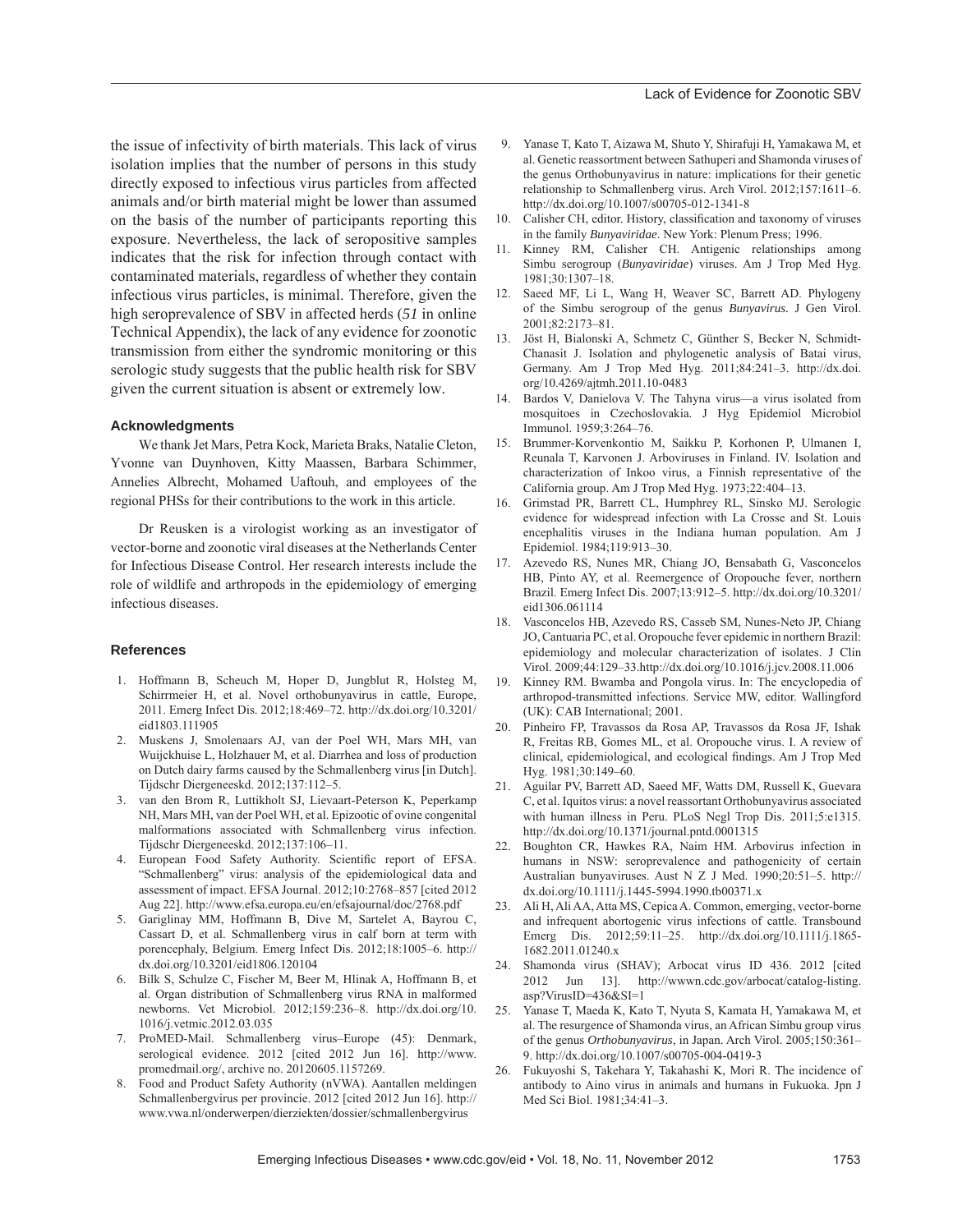the issue of infectivity of birth materials. This lack of virus isolation implies that the number of persons in this study directly exposed to infectious virus particles from affected animals and/or birth material might be lower than assumed on the basis of the number of participants reporting this exposure. Nevertheless, the lack of seropositive samples indicates that the risk for infection through contact with contaminated materials, regardless of whether they contain infectious virus particles, is minimal. Therefore, given the high seroprevalence of SBV in affected herds (*51* in online Technical Appendix), the lack of any evidence for zoonotic transmission from either the syndromic monitoring or this serologic study suggests that the public health risk for SBV given the current situation is absent or extremely low.

## Acknowledgments

We thank Jet Mars, Petra Kock, Marieta Braks, Natalie Cleton, Yvonne van Duynhoven, Kitty Maassen, Barbara Schimmer, Annelies Albrecht, Mohamed Uaftouh, and employees of the regional PHSs for their contributions to the work in this article.

Dr Reusken is a virologist working as an investigator of vector-borne and zoonotic viral diseases at the Netherlands Center for Infectious Disease Control. Her research interests include the role of wildlife and arthropods in the epidemiology of emerging infectious diseases.

## References

1. Hoffmann B, Scheuch M, Hoper D, Jungblut R, Holsteg M, Schirrmeier H, et al. Novel orthobunyavirus in cattle, Europe, 2011. Emerg Infect Dis. 2012;18:469–72. http://dx.doi.org/10.3201/eid1803.111905
2. Muskens J, Smolenaars AJ, van der Poel WH, Mars MH, van Wuijckhuise L, Holzhauer M, et al. Diarrhea and loss of production on Dutch dairy farms caused by the Schmallenberg virus [in Dutch]. Tijdschr Diergeneeskd. 2012;137:112–5.
3. van den Brom R, Luttikholt SJ, Lievaart-Peterson K, Peperkamp NH, Mars MH, van der Poel WH, et al. Epizootic of ovine congenital malformations associated with Schmallenberg virus infection. Tijdschr Diergeneeskd. 2012;137:106–11.
4. European Food Safety Authority. Scientific report of EFSA. "Schmallenberg" virus: analysis of the epidemiological data and assessment of impact. EFSA Journal. 2012;10:2768–857 [cited 2012 Aug 22]. http://www.efsa.europa.eu/en/efsajournal/doc/2768.pdf
5. Gariglinay MM, Hoffmann B, Dive M, Sartelet A, Bayrou C, Cassart D, et al. Schmallenberg virus in calf born at term with porencephaly, Belgium. Emerg Infect Dis. 2012;18:1005–6. http://dx.doi.org/10.3201/eid1806.120104
6. Bilk S, Schulze C, Fischer M, Beer M, Hlinak A, Hoffmann B, et al. Organ distribution of Schmallenberg virus RNA in malformed newborns. Vet Microbiol. 2012;159:236–8. http://dx.doi.org/10.1016/j.vetmic.2012.03.035
7. ProMED-Mail. Schmallenberg virus–Europe (45): Denmark, serological evidence. 2012 [cited 2012 Jun 16]. http://www.promedmail.org/, archive no. 20120605.1157269.
8. Food and Product Safety Authority (nVWA). Aantallen meldingen Schmallenbergvirus per provincie. 2012 [cited 2012 Jun 16]. http://www.vwa.nl/onderwerpen/dierziekten/dossier/schmallenbergvirus
9. Yanase T, Kato T, Aizawa M, Shuto Y, Shirafuji H, Yamakawa M, et al. Genetic reassortment between Sathuperi and Shamonda viruses of the genus Orthobunyavirus in nature: implications for their genetic relationship to Schmallenberg virus. Arch Virol. 2012;157:1611–6. http://dx.doi.org/10.1007/s00705-012-1341-8
10. Calisher CH, editor. History, classification and taxonomy of viruses in the family *Bunyaviridae*. New York: Plenum Press; 1996.
11. Kinney RM, Calisher CH. Antigenic relationships among Simbu serogroup (*Bunyaviridae*) viruses. Am J Trop Med Hyg. 1981;30:1307–18.
12. Saeed MF, Li L, Wang H, Weaver SC, Barrett AD. Phylogeny of the Simbu serogroup of the genus *Bunyavirus.* J Gen Virol. 2001;82:2173–81.
13. Jöst H, Bialonski A, Schmetz C, Günther S, Becker N, Schmidt-Chanasit J. Isolation and phylogenetic analysis of Batai virus, Germany. Am J Trop Med Hyg. 2011;84:241–3. http://dx.doi.org/10.4269/ajtmh.2011.10-0483
14. Bardos V, Danielova V. The Tahyna virus—a virus isolated from mosquitoes in Czechoslovakia. J Hyg Epidemiol Microbiol Immunol. 1959;3:264–76.
15. Brummer-Korvenkontio M, Saikku P, Korhonen P, Ulmanen I, Reunala T, Karvonen J. Arboviruses in Finland. IV. Isolation and characterization of Inkoo virus, a Finnish representative of the California group. Am J Trop Med Hyg. 1973;22:404–13.
16. Grimstad PR, Barrett CL, Humphrey RL, Sinsko MJ. Serologic evidence for widespread infection with La Crosse and St. Louis encephalitis viruses in the Indiana human population. Am J Epidemiol. 1984;119:913–30.
17. Azevedo RS, Nunes MR, Chiang JO, Bensabath G, Vasconcelos HB, Pinto AY, et al. Reemergence of Oropouche fever, northern Brazil. Emerg Infect Dis. 2007;13:912–5. http://dx.doi.org/10.3201/eid1306.061114
18. Vasconcelos HB, Azevedo RS, Casseb SM, Nunes-Neto JP, Chiang JO, Cantuaria PC, et al. Oropouche fever epidemic in northern Brazil: epidemiology and molecular characterization of isolates. J Clin Virol. 2009;44:129–33.http://dx.doi.org/10.1016/j.jcv.2008.11.006
19. Kinney RM. Bwamba and Pongola virus. In: The encyclopedia of arthropod-transmitted infections. Service MW, editor. Wallingford (UK): CAB International; 2001.
20. Pinheiro FP, Travassos da Rosa AP, Travassos da Rosa JF, Ishak R, Freitas RB, Gomes ML, et al. Oropouche virus. I. A review of clinical, epidemiological, and ecological findings. Am J Trop Med Hyg. 1981;30:149–60.
21. Aguilar PV, Barrett AD, Saeed MF, Watts DM, Russell K, Guevara C, et al. Iquitos virus: a novel reassortant Orthobunyavirus associated with human illness in Peru. PLoS Negl Trop Dis. 2011;5:e1315. http://dx.doi.org/10.1371/journal.pntd.0001315
22. Boughton CR, Hawkes RA, Naim HM. Arbovirus infection in humans in NSW: seroprevalence and pathogenicity of certain Australian bunyaviruses. Aust N Z J Med. 1990;20:51–5. http://dx.doi.org/10.1111/j.1445-5994.1990.tb00371.x
23. Ali H, Ali AA, Atta MS, Cepica A. Common, emerging, vector-borne and infrequent abortogenic virus infections of cattle. Transbound Emerg Dis. 2012;59:11–25. http://dx.doi.org/10.1111/j.1865-1682.2011.01240.x
24. Shamonda virus (SHAV); Arbocat virus ID 436. 2012 [cited 2012 Jun 13]. http://wwwn.cdc.gov/arbocat/catalog-listing.asp?VirusID=436&SI=1
25. Yanase T, Maeda K, Kato T, Nyuta S, Kamata H, Yamakawa M, et al. The resurgence of Shamonda virus, an African Simbu group virus of the genus *Orthobunyavirus*, in Japan. Arch Virol. 2005;150:361–9. http://dx.doi.org/10.1007/s00705-004-0419-3
26. Fukuyoshi S, Takehara Y, Takahashi K, Mori R. The incidence of antibody to Aino virus in animals and humans in Fukuoka. Jpn J Med Sci Biol. 1981;34:41–3.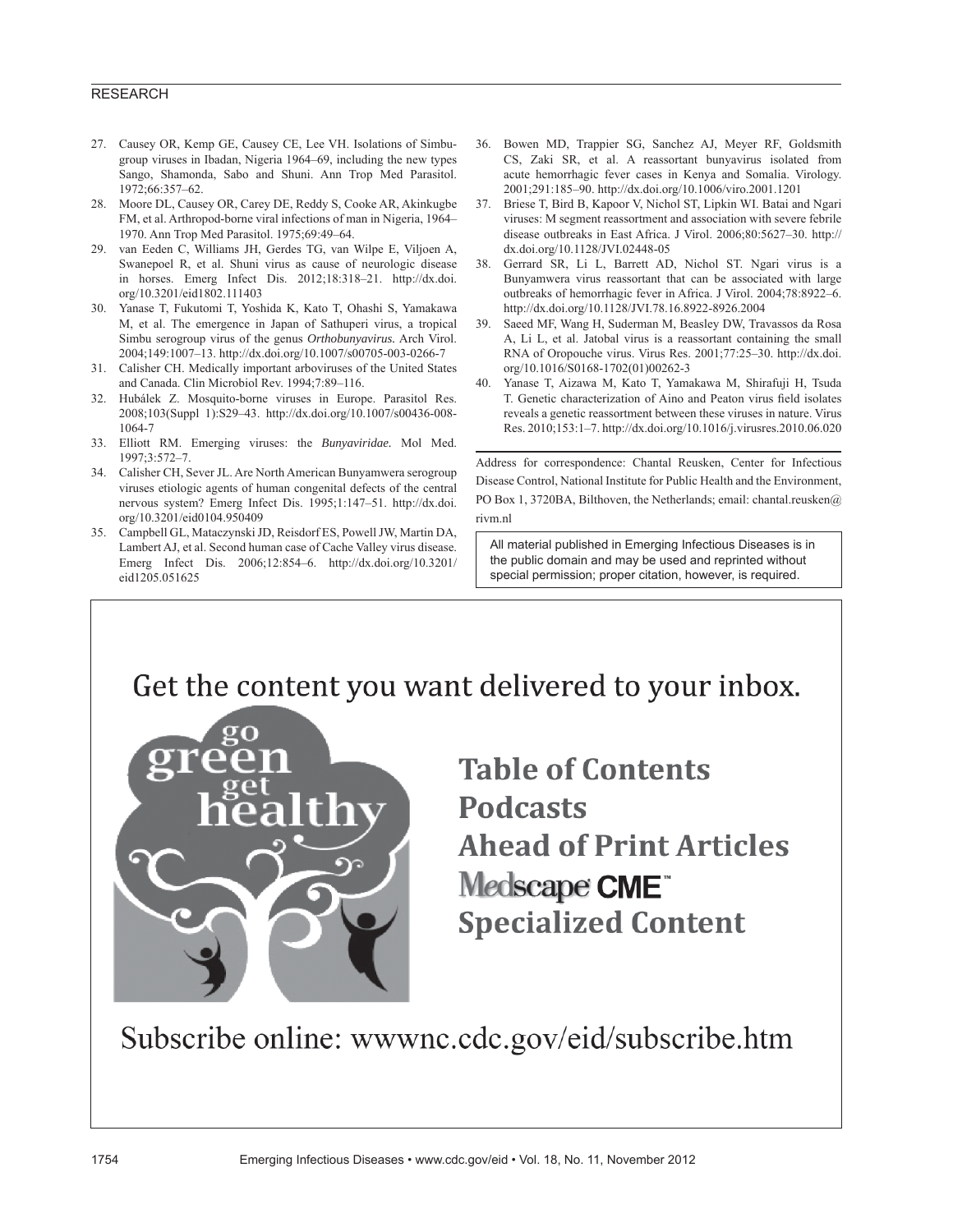27. Causey OR, Kemp GE, Causey CE, Lee VH. Isolations of Simbu-group viruses in Ibadan, Nigeria 1964–69, including the new types Sango, Shamonda, Sabo and Shuni. Ann Trop Med Parasitol. 1972;66:357–62.
28. Moore DL, Causey OR, Carey DE, Reddy S, Cooke AR, Akinkugbe FM, et al. Arthropod-borne viral infections of man in Nigeria, 1964–1970. Ann Trop Med Parasitol. 1975;69:49–64.
29. van Eeden C, Williams JH, Gerdes TG, van Wilpe E, Viljoen A, Swanepoel R, et al. Shuni virus as cause of neurologic disease in horses. Emerg Infect Dis. 2012;18:318–21. http://dx.doi.org/10.3201/eid1802.111403
30. Yanase T, Fukutomi T, Yoshida K, Kato T, Ohashi S, Yamakawa M, et al. The emergence in Japan of Sathuperi virus, a tropical Simbu serogroup virus of the genus *Orthobunyavirus*. Arch Virol. 2004;149:1007–13. http://dx.doi.org/10.1007/s00705-003-0266-7
31. Calisher CH. Medically important arboviruses of the United States and Canada. Clin Microbiol Rev. 1994;7:89–116.
32. Hubálek Z. Mosquito-borne viruses in Europe. Parasitol Res. 2008;103(Suppl 1):S29–43. http://dx.doi.org/10.1007/s00436-008-1064-7
33. Elliott RM. Emerging viruses: the *Bunyaviridae*. Mol Med. 1997;3:572–7.
34. Calisher CH, Sever JL. Are North American Bunyamwera serogroup viruses etiologic agents of human congenital defects of the central nervous system? Emerg Infect Dis. 1995;1:147–51. http://dx.doi.org/10.3201/eid0104.950409
35. Campbell GL, Mataczynski JD, Reisdorf ES, Powell JW, Martin DA, Lambert AJ, et al. Second human case of Cache Valley virus disease. Emerg Infect Dis. 2006;12:854–6. http://dx.doi.org/10.3201/eid1205.051625
36. Bowen MD, Trappier SG, Sanchez AJ, Meyer RF, Goldsmith CS, Zaki SR, et al. A reassortant bunyavirus isolated from acute hemorrhagic fever cases in Kenya and Somalia. Virology. 2001;291:185–90. http://dx.doi.org/10.1006/viro.2001.1201
37. Briese T, Bird B, Kapoor V, Nichol ST, Lipkin WI. Batai and Ngari viruses: M segment reassortment and association with severe febrile disease outbreaks in East Africa. J Virol. 2006;80:5627–30. http://dx.doi.org/10.1128/JVI.02448-05
38. Gerrard SR, Li L, Barrett AD, Nichol ST. Ngari virus is a Bunyamwera virus reassortant that can be associated with large outbreaks of hemorrhagic fever in Africa. J Virol. 2004;78:8922–6. http://dx.doi.org/10.1128/JVI.78.16.8922-8926.2004
39. Saeed MF, Wang H, Suderman M, Beasley DW, Travassos da Rosa A, Li L, et al. Jatobal virus is a reassortant containing the small RNA of Oropouche virus. Virus Res. 2001;77:25–30. http://dx.doi.org/10.1016/S0168-1702(01)00262-3
40. Yanase T, Aizawa M, Kato T, Yamakawa M, Shirafuji H, Tsuda T. Genetic characterization of Aino and Peaton virus field isolates reveals a genetic reassortment between these viruses in nature. Virus Res. 2010;153:1–7. http://dx.doi.org/10.1016/j.virusres.2010.06.020

Address for correspondence: Chantal Reusken, Center for Infectious Disease Control, National Institute for Public Health and the Environment, PO Box 1, 3720BA, Bilthoven, the Netherlands; email: chantal.reusken@rivm.nl

All material published in Emerging Infectious Diseases is in the public domain and may be used and reprinted without special permission; proper citation, however, is required.

Get the content you want delivered to your inbox.

go green get healthy

**Table of Contents**
**Podcasts**
**Ahead of Print Articles**
**Medscape CME™**
**Specialized Content**

Subscribe online: wwwnc.cdc.gov/eid/subscribe.htm